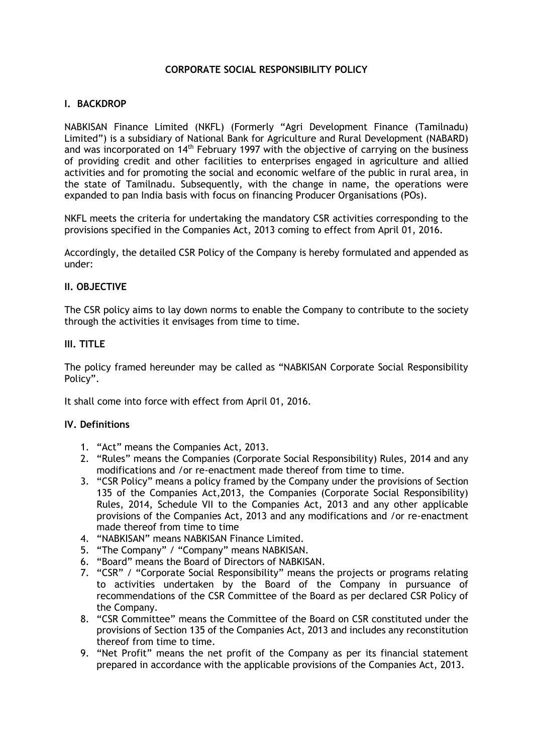# CORPORATE SOCIAL RESPONSIBILITY POLICY

## I. BACKDROP

NABKISAN Finance Limited (NKFL) (Formerly "Agri Development Finance (Tamilnadu) Limited") is a subsidiary of National Bank for Agriculture and Rural Development (NABARD) and was incorporated on 14th February 1997 with the objective of carrying on the business of providing credit and other facilities to enterprises engaged in agriculture and allied activities and for promoting the social and economic welfare of the public in rural area, in the state of Tamilnadu. Subsequently, with the change in name, the operations were expanded to pan India basis with focus on financing Producer Organisations (POs).

NKFL meets the criteria for undertaking the mandatory CSR activities corresponding to the provisions specified in the Companies Act, 2013 coming to effect from April 01, 2016.

Accordingly, the detailed CSR Policy of the Company is hereby formulated and appended as under:

## II. OBJECTIVE

The CSR policy aims to lay down norms to enable the Company to contribute to the society through the activities it envisages from time to time.

## III. TITLE

The policy framed hereunder may be called as "NABKISAN Corporate Social Responsibility Policy".

It shall come into force with effect from April 01, 2016.

## IV. Definitions

1. "Act" means the Companies Act, 2013.
2. "Rules" means the Companies (Corporate Social Responsibility) Rules, 2014 and any modifications and /or re-enactment made thereof from time to time.
3. "CSR Policy" means a policy framed by the Company under the provisions of Section 135 of the Companies Act,2013, the Companies (Corporate Social Responsibility) Rules, 2014, Schedule VII to the Companies Act, 2013 and any other applicable provisions of the Companies Act, 2013 and any modifications and /or re-enactment made thereof from time to time
4. "NABKISAN" means NABKISAN Finance Limited.
5. "The Company" / "Company" means NABKISAN.
6. "Board" means the Board of Directors of NABKISAN.
7. "CSR" / "Corporate Social Responsibility" means the projects or programs relating to activities undertaken by the Board of the Company in pursuance of recommendations of the CSR Committee of the Board as per declared CSR Policy of the Company.
8. "CSR Committee" means the Committee of the Board on CSR constituted under the provisions of Section 135 of the Companies Act, 2013 and includes any reconstitution thereof from time to time.
9. "Net Profit" means the net profit of the Company as per its financial statement prepared in accordance with the applicable provisions of the Companies Act, 2013.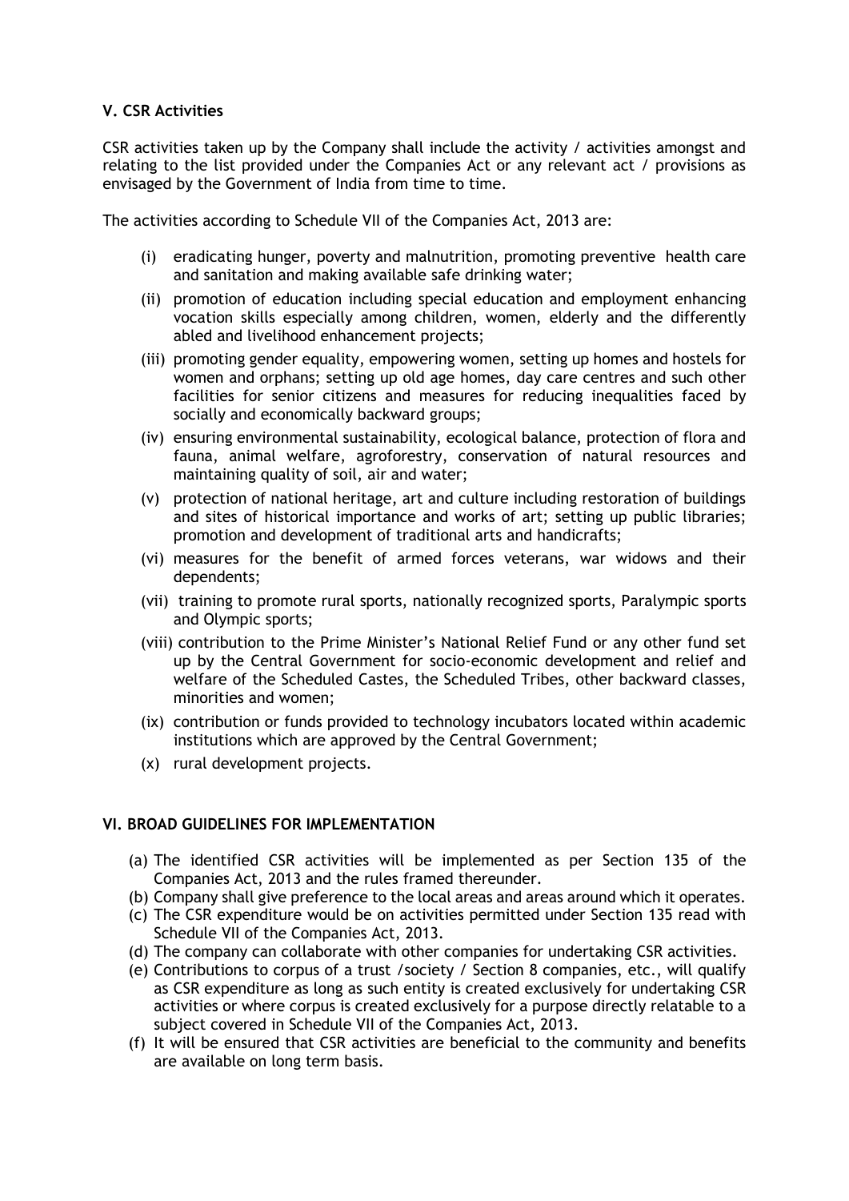### V. CSR Activities

CSR activities taken up by the Company shall include the activity / activities amongst and relating to the list provided under the Companies Act or any relevant act / provisions as envisaged by the Government of India from time to time.

The activities according to Schedule VII of the Companies Act, 2013 are:

- (i) eradicating hunger, poverty and malnutrition, promoting preventive health care and sanitation and making available safe drinking water;
- (ii) promotion of education including special education and employment enhancing vocation skills especially among children, women, elderly and the differently abled and livelihood enhancement projects;
- (iii) promoting gender equality, empowering women, setting up homes and hostels for women and orphans; setting up old age homes, day care centres and such other facilities for senior citizens and measures for reducing inequalities faced by socially and economically backward groups;
- (iv) ensuring environmental sustainability, ecological balance, protection of flora and fauna, animal welfare, agroforestry, conservation of natural resources and maintaining quality of soil, air and water;
- (v) protection of national heritage, art and culture including restoration of buildings and sites of historical importance and works of art; setting up public libraries; promotion and development of traditional arts and handicrafts;
- (vi) measures for the benefit of armed forces veterans, war widows and their dependents;
- (vii) training to promote rural sports, nationally recognized sports, Paralympic sports and Olympic sports;
- (viii) contribution to the Prime Minister's National Relief Fund or any other fund set up by the Central Government for socio-economic development and relief and welfare of the Scheduled Castes, the Scheduled Tribes, other backward classes, minorities and women;
- (ix) contribution or funds provided to technology incubators located within academic institutions which are approved by the Central Government;
- (x) rural development projects.

### VI. BROAD GUIDELINES FOR IMPLEMENTATION

- (a) The identified CSR activities will be implemented as per Section 135 of the Companies Act, 2013 and the rules framed thereunder.
- (b) Company shall give preference to the local areas and areas around which it operates.
- (c) The CSR expenditure would be on activities permitted under Section 135 read with Schedule VII of the Companies Act, 2013.
- (d) The company can collaborate with other companies for undertaking CSR activities.
- (e) Contributions to corpus of a trust /society / Section 8 companies, etc., will qualify as CSR expenditure as long as such entity is created exclusively for undertaking CSR activities or where corpus is created exclusively for a purpose directly relatable to a subject covered in Schedule VII of the Companies Act, 2013.
- (f) It will be ensured that CSR activities are beneficial to the community and benefits are available on long term basis.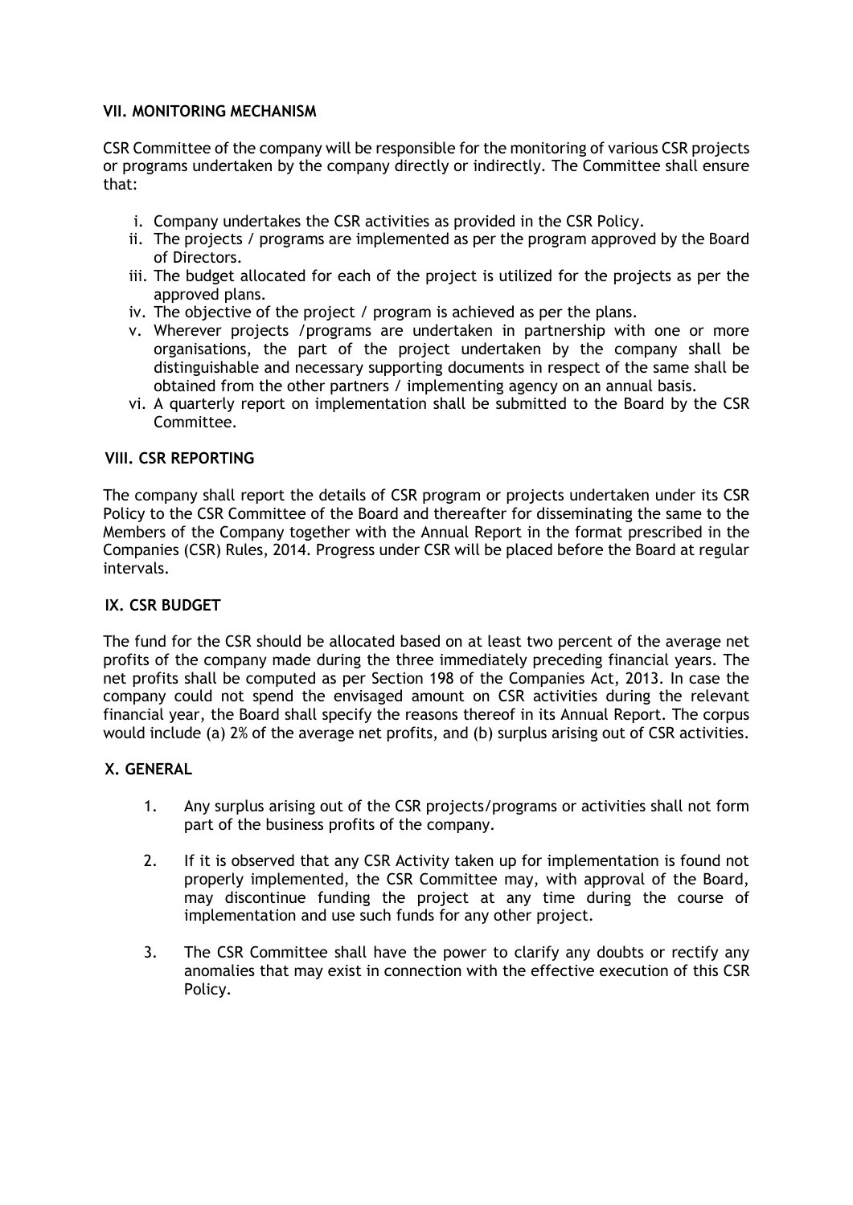## VII. MONITORING MECHANISM

CSR Committee of the company will be responsible for the monitoring of various CSR projects or programs undertaken by the company directly or indirectly. The Committee shall ensure that:

i. Company undertakes the CSR activities as provided in the CSR Policy.
ii. The projects / programs are implemented as per the program approved by the Board of Directors.
iii. The budget allocated for each of the project is utilized for the projects as per the approved plans.
iv. The objective of the project / program is achieved as per the plans.
v. Wherever projects /programs are undertaken in partnership with one or more organisations, the part of the project undertaken by the company shall be distinguishable and necessary supporting documents in respect of the same shall be obtained from the other partners / implementing agency on an annual basis.
vi. A quarterly report on implementation shall be submitted to the Board by the CSR Committee.

## VIII. CSR REPORTING

The company shall report the details of CSR program or projects undertaken under its CSR Policy to the CSR Committee of the Board and thereafter for disseminating the same to the Members of the Company together with the Annual Report in the format prescribed in the Companies (CSR) Rules, 2014. Progress under CSR will be placed before the Board at regular intervals.

## IX. CSR BUDGET

The fund for the CSR should be allocated based on at least two percent of the average net profits of the company made during the three immediately preceding financial years. The net profits shall be computed as per Section 198 of the Companies Act, 2013. In case the company could not spend the envisaged amount on CSR activities during the relevant financial year, the Board shall specify the reasons thereof in its Annual Report. The corpus would include (a) 2% of the average net profits, and (b) surplus arising out of CSR activities.

## X. GENERAL

1. Any surplus arising out of the CSR projects/programs or activities shall not form part of the business profits of the company.

2. If it is observed that any CSR Activity taken up for implementation is found not properly implemented, the CSR Committee may, with approval of the Board, may discontinue funding the project at any time during the course of implementation and use such funds for any other project.

3. The CSR Committee shall have the power to clarify any doubts or rectify any anomalies that may exist in connection with the effective execution of this CSR Policy.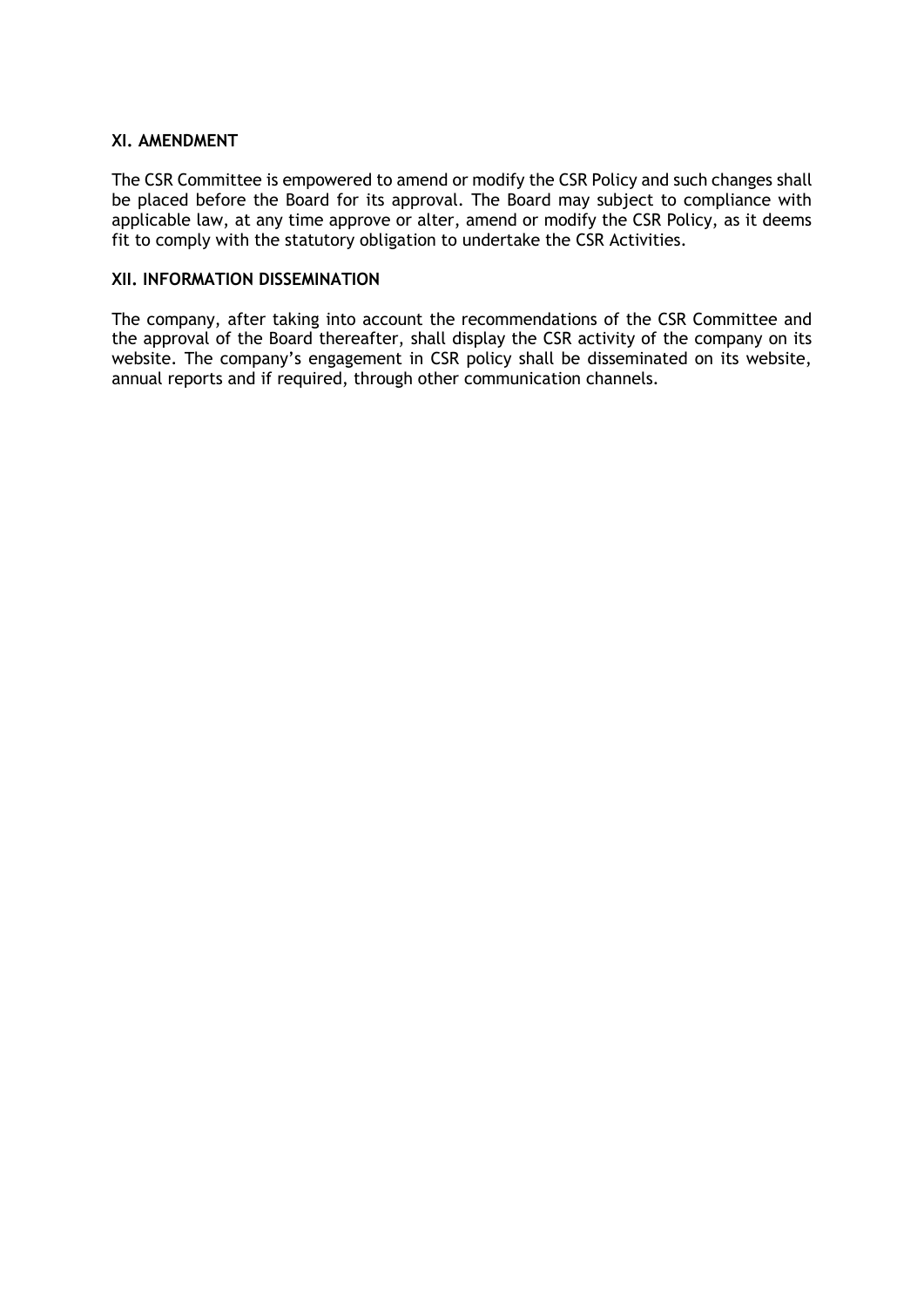## XI. AMENDMENT

The CSR Committee is empowered to amend or modify the CSR Policy and such changes shall be placed before the Board for its approval. The Board may subject to compliance with applicable law, at any time approve or alter, amend or modify the CSR Policy, as it deems fit to comply with the statutory obligation to undertake the CSR Activities.

## XII. INFORMATION DISSEMINATION

The company, after taking into account the recommendations of the CSR Committee and the approval of the Board thereafter, shall display the CSR activity of the company on its website. The company's engagement in CSR policy shall be disseminated on its website, annual reports and if required, through other communication channels.